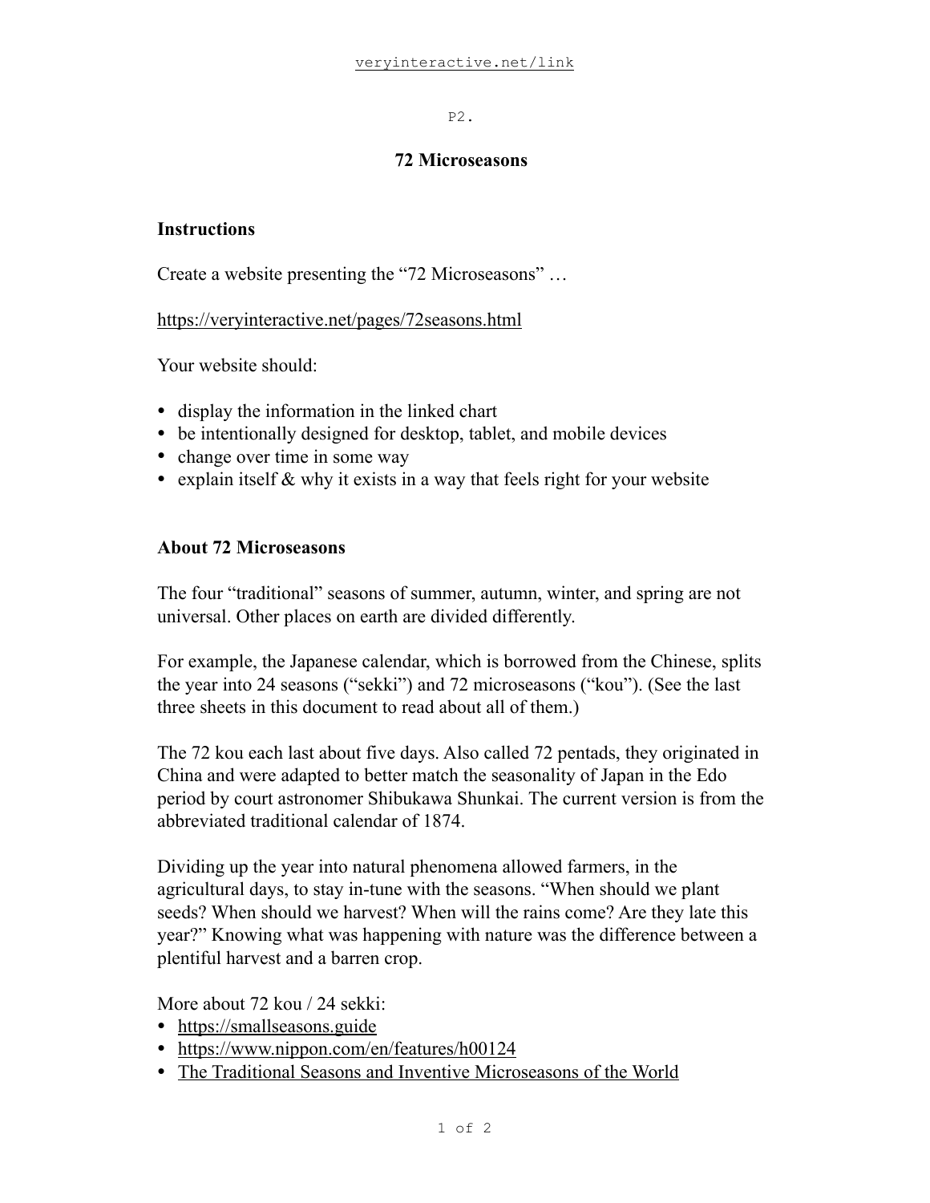veryinteractive.net/link

P2.

# 72 Microseasons

## Instructions

Create a website presenting the "72 Microseasons" …

https://veryinteractive.net/pages/72seasons.html

Your website should:

- display the information in the linked chart
- be intentionally designed for desktop, tablet, and mobile devices
- change over time in some way
- explain itself & why it exists in a way that feels right for your website

## About 72 Microseasons

The four "traditional" seasons of summer, autumn, winter, and spring are not universal. Other places on earth are divided differently.

For example, the Japanese calendar, which is borrowed from the Chinese, splits the year into 24 seasons ("sekki") and 72 microseasons ("kou"). (See the last three sheets in this document to read about all of them.)

The 72 kou each last about five days. Also called 72 pentads, they originated in China and were adapted to better match the seasonality of Japan in the Edo period by court astronomer Shibukawa Shunkai. The current version is from the abbreviated traditional calendar of 1874.

Dividing up the year into natural phenomena allowed farmers, in the agricultural days, to stay in-tune with the seasons. "When should we plant seeds? When should we harvest? When will the rains come? Are they late this year?" Knowing what was happening with nature was the difference between a plentiful harvest and a barren crop.

More about 72 kou / 24 sekki:

- https://smallseasons.guide
- https://www.nippon.com/en/features/h00124
- The Traditional Seasons and Inventive Microseasons of the World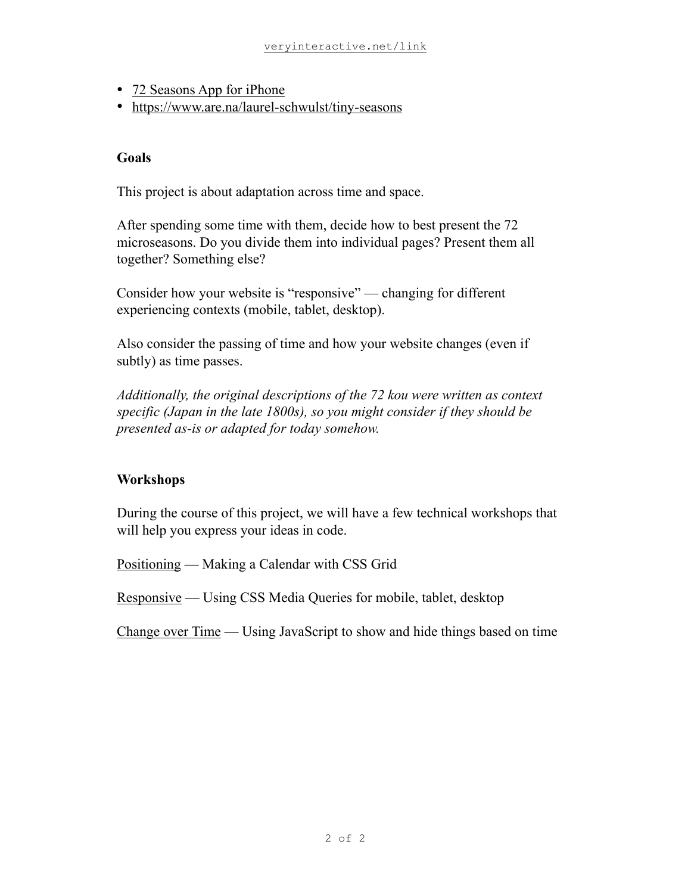- 72 Seasons App for iPhone
- https://www.are.na/laurel-schwulst/tiny-seasons

**Goals**

This project is about adaptation across time and space.

After spending some time with them, decide how to best present the 72 microseasons. Do you divide them into individual pages? Present them all together? Something else?

Consider how your website is "responsive" — changing for different experiencing contexts (mobile, tablet, desktop).

Also consider the passing of time and how your website changes (even if subtly) as time passes.

*Additionally, the original descriptions of the 72 kou were written as context specific (Japan in the late 1800s), so you might consider if they should be presented as-is or adapted for today somehow.*

**Workshops**

During the course of this project, we will have a few technical workshops that will help you express your ideas in code.

Positioning — Making a Calendar with CSS Grid

Responsive — Using CSS Media Queries for mobile, tablet, desktop

Change over Time — Using JavaScript to show and hide things based on time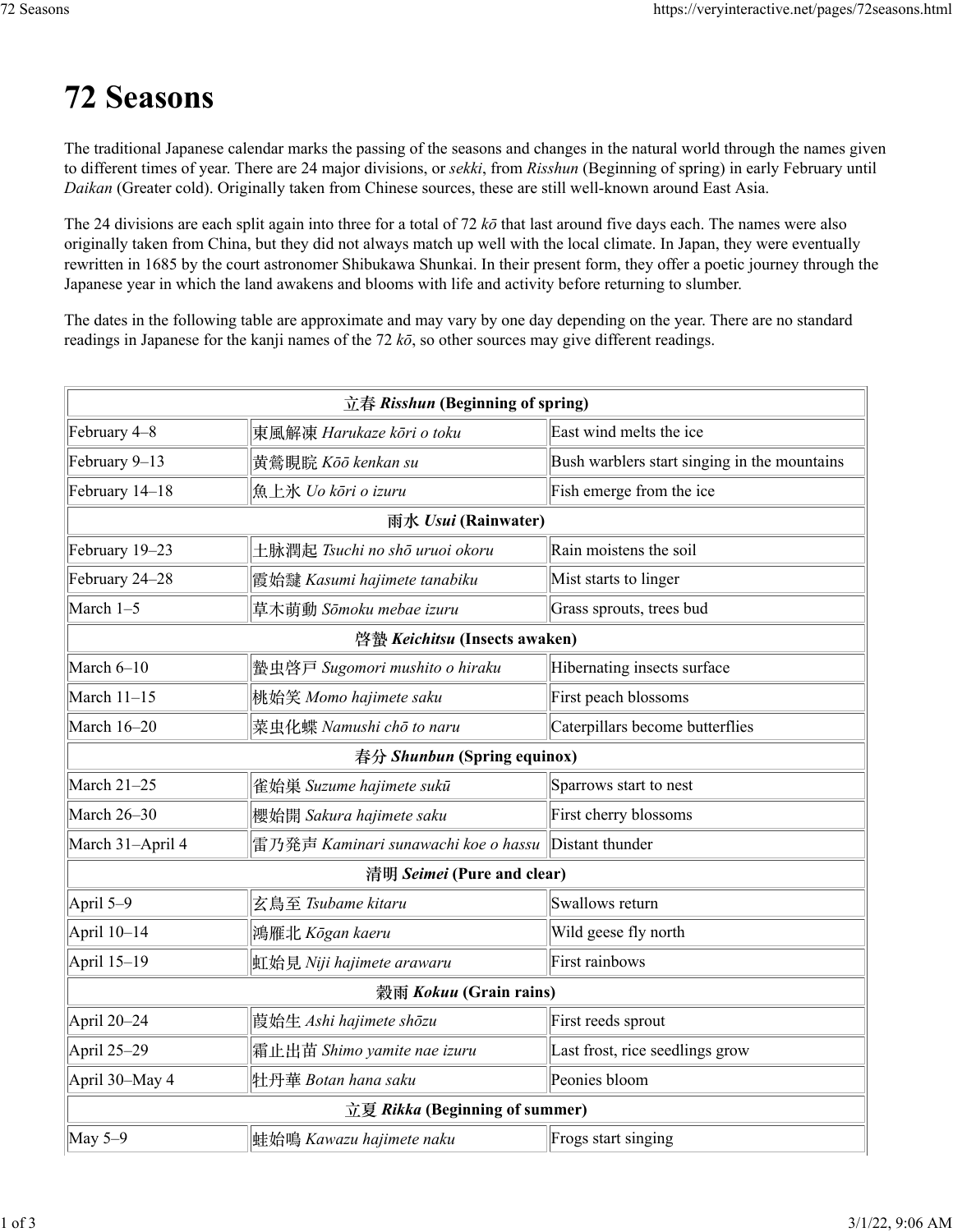# 72 Seasons

The traditional Japanese calendar marks the passing of the seasons and changes in the natural world through the names given to different times of year. There are 24 major divisions, or *sekki*, from *Risshun* (Beginning of spring) in early February until *Daikan* (Greater cold). Originally taken from Chinese sources, these are still well-known around East Asia.

The 24 divisions are each split again into three for a total of 72 *kō* that last around five days each. The names were also originally taken from China, but they did not always match up well with the local climate. In Japan, they were eventually rewritten in 1685 by the court astronomer Shibukawa Shunkai. In their present form, they offer a poetic journey through the Japanese year in which the land awakens and blooms with life and activity before returning to slumber.

The dates in the following table are approximate and may vary by one day depending on the year. There are no standard readings in Japanese for the kanji names of the 72 *kō*, so other sources may give different readings.

| 立春 ***Risshun*** **(Beginning of spring)** | | |
|---|---|---|
| February 4–8 | 東風解凍 *Harukaze kōri o toku* | East wind melts the ice |
| February 9–13 | 黄鶯睍睆 *Kōō kenkan su* | Bush warblers start singing in the mountains |
| February 14–18 | 魚上氷 *Uo kōri o izuru* | Fish emerge from the ice |
| 雨水 ***Usui*** **(Rainwater)** | | |
| February 19–23 | 土脉潤起 *Tsuchi no shō uruoi okoru* | Rain moistens the soil |
| February 24–28 | 霞始靆 *Kasumi hajimete tanabiku* | Mist starts to linger |
| March 1–5 | 草木萌動 *Sōmoku mebae izuru* | Grass sprouts, trees bud |
| 啓蟄 ***Keichitsu*** **(Insects awaken)** | | |
| March 6–10 | 蟄虫啓戸 *Sugomori mushito o hiraku* | Hibernating insects surface |
| March 11–15 | 桃始笑 *Momo hajimete saku* | First peach blossoms |
| March 16–20 | 菜虫化蝶 *Namushi chō to naru* | Caterpillars become butterflies |
| 春分 ***Shunbun*** **(Spring equinox)** | | |
| March 21–25 | 雀始巣 *Suzume hajimete sukū* | Sparrows start to nest |
| March 26–30 | 櫻始開 *Sakura hajimete saku* | First cherry blossoms |
| March 31–April 4 | 雷乃発声 *Kaminari sunawachi koe o hassu* | Distant thunder |
| 清明 ***Seimei*** **(Pure and clear)** | | |
| April 5–9 | 玄鳥至 *Tsubame kitaru* | Swallows return |
| April 10–14 | 鴻雁北 *Kōgan kaeru* | Wild geese fly north |
| April 15–19 | 虹始見 *Niji hajimete arawaru* | First rainbows |
| 穀雨 ***Kokuu*** **(Grain rains)** | | |
| April 20–24 | 葭始生 *Ashi hajimete shōzu* | First reeds sprout |
| April 25–29 | 霜止出苗 *Shimo yamite nae izuru* | Last frost, rice seedlings grow |
| April 30–May 4 | 牡丹華 *Botan hana saku* | Peonies bloom |
| 立夏 ***Rikka*** **(Beginning of summer)** | | |
| May 5–9 | 蛙始鳴 *Kawazu hajimete naku* | Frogs start singing |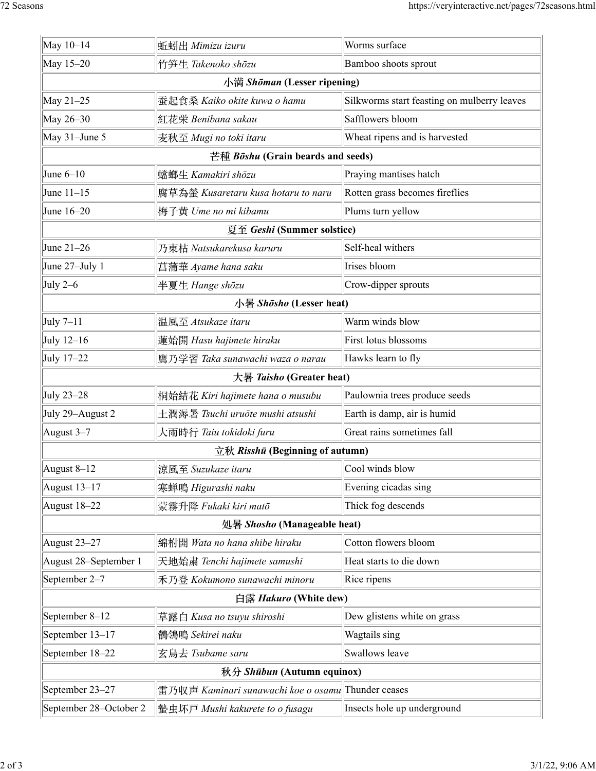| | | |
|---|---|---|
| May 10–14 | 蚯蚓出 *Mimizu izuru* | Worms surface |
| May 15–20 | 竹笋生 *Takenoko shōzu* | Bamboo shoots sprout |
| **小満 *Shōman* (Lesser ripening)** | | |
| May 21–25 | 蚕起食桑 *Kaiko okite kuwa o hamu* | Silkworms start feasting on mulberry leaves |
| May 26–30 | 紅花栄 *Benibana sakau* | Safflowers bloom |
| May 31–June 5 | 麦秋至 *Mugi no toki itaru* | Wheat ripens and is harvested |
| **芒種 *Bōshu* (Grain beards and seeds)** | | |
| June 6–10 | 蟷螂生 *Kamakiri shōzu* | Praying mantises hatch |
| June 11–15 | 腐草為螢 *Kusaretaru kusa hotaru to naru* | Rotten grass becomes fireflies |
| June 16–20 | 梅子黄 *Ume no mi kibamu* | Plums turn yellow |
| **夏至 *Geshi* (Summer solstice)** | | |
| June 21–26 | 乃東枯 *Natsukarekusa karuru* | Self-heal withers |
| June 27–July 1 | 菖蒲華 *Ayame hana saku* | Irises bloom |
| July 2–6 | 半夏生 *Hange shōzu* | Crow-dipper sprouts |
| **小暑 *Shōsho* (Lesser heat)** | | |
| July 7–11 | 温風至 *Atsukaze itaru* | Warm winds blow |
| July 12–16 | 蓮始開 *Hasu hajimete hiraku* | First lotus blossoms |
| July 17–22 | 鷹乃学習 *Taka sunawachi waza o narau* | Hawks learn to fly |
| **大暑 *Taisho* (Greater heat)** | | |
| July 23–28 | 桐始結花 *Kiri hajimete hana o musubu* | Paulownia trees produce seeds |
| July 29–August 2 | 土潤溽暑 *Tsuchi uruōte mushi atsushi* | Earth is damp, air is humid |
| August 3–7 | 大雨時行 *Taiu tokidoki furu* | Great rains sometimes fall |
| **立秋 *Risshū* (Beginning of autumn)** | | |
| August 8–12 | 涼風至 *Suzukaze itaru* | Cool winds blow |
| August 13–17 | 寒蝉鳴 *Higurashi naku* | Evening cicadas sing |
| August 18–22 | 蒙霧升降 *Fukaki kiri matō* | Thick fog descends |
| **処暑 *Shosho* (Manageable heat)** | | |
| August 23–27 | 綿柎開 *Wata no hana shibe hiraku* | Cotton flowers bloom |
| August 28–September 1 | 天地始粛 *Tenchi hajimete samushi* | Heat starts to die down |
| September 2–7 | 禾乃登 *Kokumono sunawachi minoru* | Rice ripens |
| **白露 *Hakuro* (White dew)** | | |
| September 8–12 | 草露白 *Kusa no tsuyu shiroshi* | Dew glistens white on grass |
| September 13–17 | 鶺鴒鳴 *Sekirei naku* | Wagtails sing |
| September 18–22 | 玄鳥去 *Tsubame saru* | Swallows leave |
| **秋分 *Shūbun* (Autumn equinox)** | | |
| September 23–27 | 雷乃収声 *Kaminari sunawachi koe o osamu* | Thunder ceases |
| September 28–October 2 | 蟄虫坏戸 *Mushi kakurete to o fusagu* | Insects hole up underground |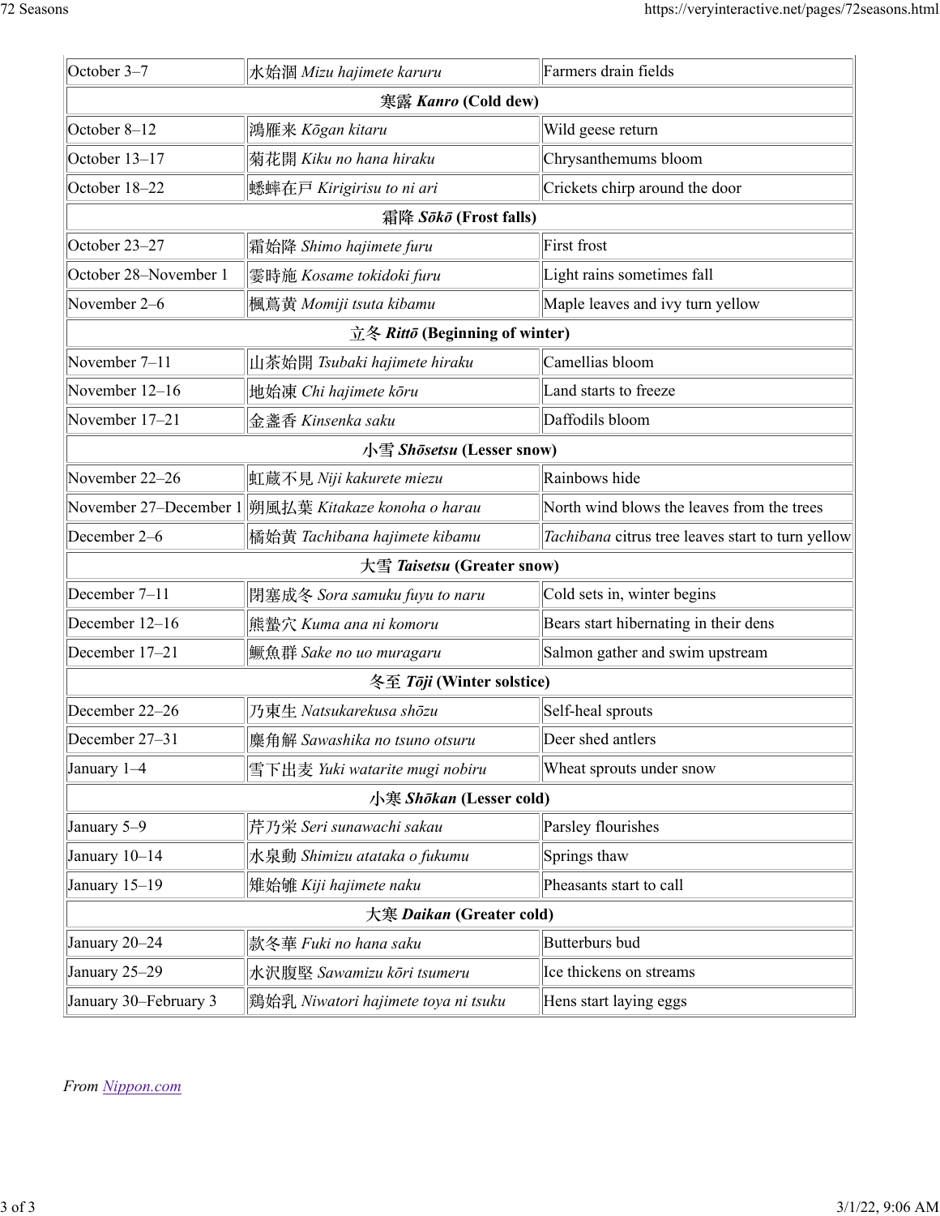| | | |
|---|---|---|
| October 3–7 | 水始涸 *Mizu hajimete karuru* | Farmers drain fields |
| 寒露 ***Kanro*** **(Cold dew)** | | |
| October 8–12 | 鴻雁来 *Kōgan kitaru* | Wild geese return |
| October 13–17 | 菊花開 *Kiku no hana hiraku* | Chrysanthemums bloom |
| October 18–22 | 蟋蟀在戸 *Kirigirisu to ni ari* | Crickets chirp around the door |
| 霜降 ***Sōkō*** **(Frost falls)** | | |
| October 23–27 | 霜始降 *Shimo hajimete furu* | First frost |
| October 28–November 1 | 霎時施 *Kosame tokidoki furu* | Light rains sometimes fall |
| November 2–6 | 楓蔦黄 *Momiji tsuta kibamu* | Maple leaves and ivy turn yellow |
| 立冬 ***Rittō*** **(Beginning of winter)** | | |
| November 7–11 | 山茶始開 *Tsubaki hajimete hiraku* | Camellias bloom |
| November 12–16 | 地始凍 *Chi hajimete kōru* | Land starts to freeze |
| November 17–21 | 金盞香 *Kinsenka saku* | Daffodils bloom |
| 小雪 ***Shōsetsu*** **(Lesser snow)** | | |
| November 22–26 | 虹蔵不見 *Niji kakurete miezu* | Rainbows hide |
| November 27–December 1 | 朔風払葉 *Kitakaze konoha o harau* | North wind blows the leaves from the trees |
| December 2–6 | 橘始黄 *Tachibana hajimete kibamu* | *Tachibana* citrus tree leaves start to turn yellow |
| 大雪 ***Taisetsu*** **(Greater snow)** | | |
| December 7–11 | 閉塞成冬 *Sora samuku fuyu to naru* | Cold sets in, winter begins |
| December 12–16 | 熊蟄穴 *Kuma ana ni komoru* | Bears start hibernating in their dens |
| December 17–21 | 鱖魚群 *Sake no uo muragaru* | Salmon gather and swim upstream |
| 冬至 ***Tōji*** **(Winter solstice)** | | |
| December 22–26 | 乃東生 *Natsukarekusa shōzu* | Self-heal sprouts |
| December 27–31 | 麋角解 *Sawashika no tsuno otsuru* | Deer shed antlers |
| January 1–4 | 雪下出麦 *Yuki watarite mugi nobiru* | Wheat sprouts under snow |
| 小寒 ***Shōkan*** **(Lesser cold)** | | |
| January 5–9 | 芹乃栄 *Seri sunawachi sakau* | Parsley flourishes |
| January 10–14 | 水泉動 *Shimizu atataka o fukumu* | Springs thaw |
| January 15–19 | 雉始雊 *Kiji hajimete naku* | Pheasants start to call |
| 大寒 ***Daikan*** **(Greater cold)** | | |
| January 20–24 | 款冬華 *Fuki no hana saku* | Butterburs bud |
| January 25–29 | 水沢腹堅 *Sawamizu kōri tsumeru* | Ice thickens on streams |
| January 30–February 3 | 鶏始乳 *Niwatori hajimete toya ni tsuku* | Hens start laying eggs |

*From Nippon.com*